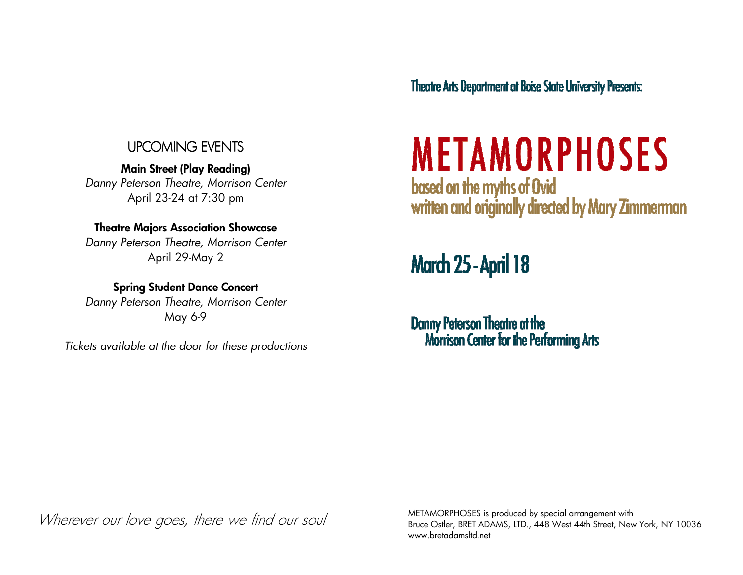## UPCOMING EVENTS

**Main Street (Play Reading)**
*Danny Peterson Theatre, Morrison Center*
April 23-24 at 7:30 pm

**Theatre Majors Association Showcase**
*Danny Peterson Theatre, Morrison Center*
April 29-May 2

**Spring Student Dance Concert**
*Danny Peterson Theatre, Morrison Center*
May 6-9

*Tickets available at the door for these productions*

*Wherever our love goes, there we find our soul*

Theatre Arts Department at Boise State University Presents:

# METAMORPHOSES

based on the myths of Ovid
written and originally directed by Mary Zimmerman

## March 25 - April 18

Danny Peterson Theatre at the
Morrison Center for the Performing Arts

METAMORPHOSES is produced by special arrangement with
Bruce Ostler, BRET ADAMS, LTD., 448 West 44th Street, New York, NY 10036
www.bretadamsltd.net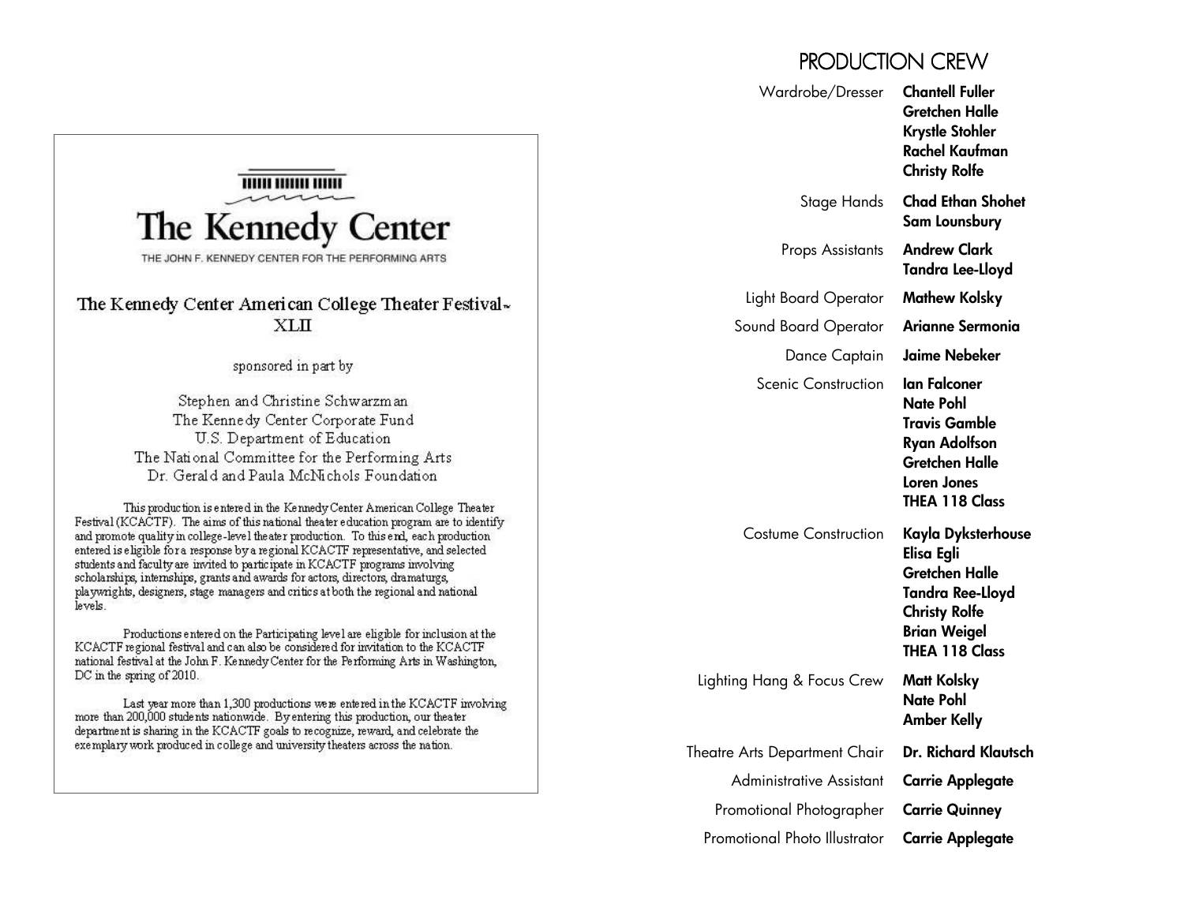# The Kennedy Center

THE JOHN F. KENNEDY CENTER FOR THE PERFORMING ARTS

## The Kennedy Center American College Theater Festival™ XLII

sponsored in part by

Stephen and Christine Schwarzman
The Kennedy Center Corporate Fund
U.S. Department of Education
The National Committee for the Performing Arts
Dr. Gerald and Paula McNichols Foundation

This production is entered in the Kennedy Center American College Theater Festival (KCACTF). The aims of this national theater education program are to identify and promote quality in college-level theater production. To this end, each production entered is eligible for a response by a regional KCACTF representative, and selected students and faculty are invited to participate in KCACTF programs involving scholarships, internships, grants and awards for actors, directors, dramaturgs, playwrights, designers, stage managers and critics at both the regional and national levels.

Productions entered on the Participating level are eligible for inclusion at the KCACTF regional festival and can also be considered for invitation to the KCACTF national festival at the John F. Kennedy Center for the Performing Arts in Washington, DC in the spring of 2010.

Last year more than 1,300 productions were entered in the KCACTF involving more than 200,000 students nationwide. By entering this production, our theater department is sharing in the KCACTF goals to recognize, reward, and celebrate the exemplary work produced in college and university theaters across the nation.

# PRODUCTION CREW

| | |
|---|---|
| Wardrobe/Dresser | **Chantell Fuller**<br>**Gretchen Halle**<br>**Krystle Stohler**<br>**Rachel Kaufman**<br>**Christy Rolfe** |
| Stage Hands | **Chad Ethan Shohet**<br>**Sam Lounsbury** |
| Props Assistants | **Andrew Clark**<br>**Tandra Lee-Lloyd** |
| Light Board Operator | **Mathew Kolsky** |
| Sound Board Operator | **Arianne Sermonia** |
| Dance Captain | **Jaime Nebeker** |
| Scenic Construction | **Ian Falconer**<br>**Nate Pohl**<br>**Travis Gamble**<br>**Ryan Adolfson**<br>**Gretchen Halle**<br>**Loren Jones**<br>**THEA 118 Class** |
| Costume Construction | **Kayla Dyksterhouse**<br>**Elisa Egli**<br>**Gretchen Halle**<br>**Tandra Ree-Lloyd**<br>**Christy Rolfe**<br>**Brian Weigel**<br>**THEA 118 Class** |
| Lighting Hang & Focus Crew | **Matt Kolsky**<br>**Nate Pohl**<br>**Amber Kelly** |
| Theatre Arts Department Chair | **Dr. Richard Klautsch** |
| Administrative Assistant | **Carrie Applegate** |
| Promotional Photographer | **Carrie Quinney** |
| Promotional Photo Illustrator | **Carrie Applegate** |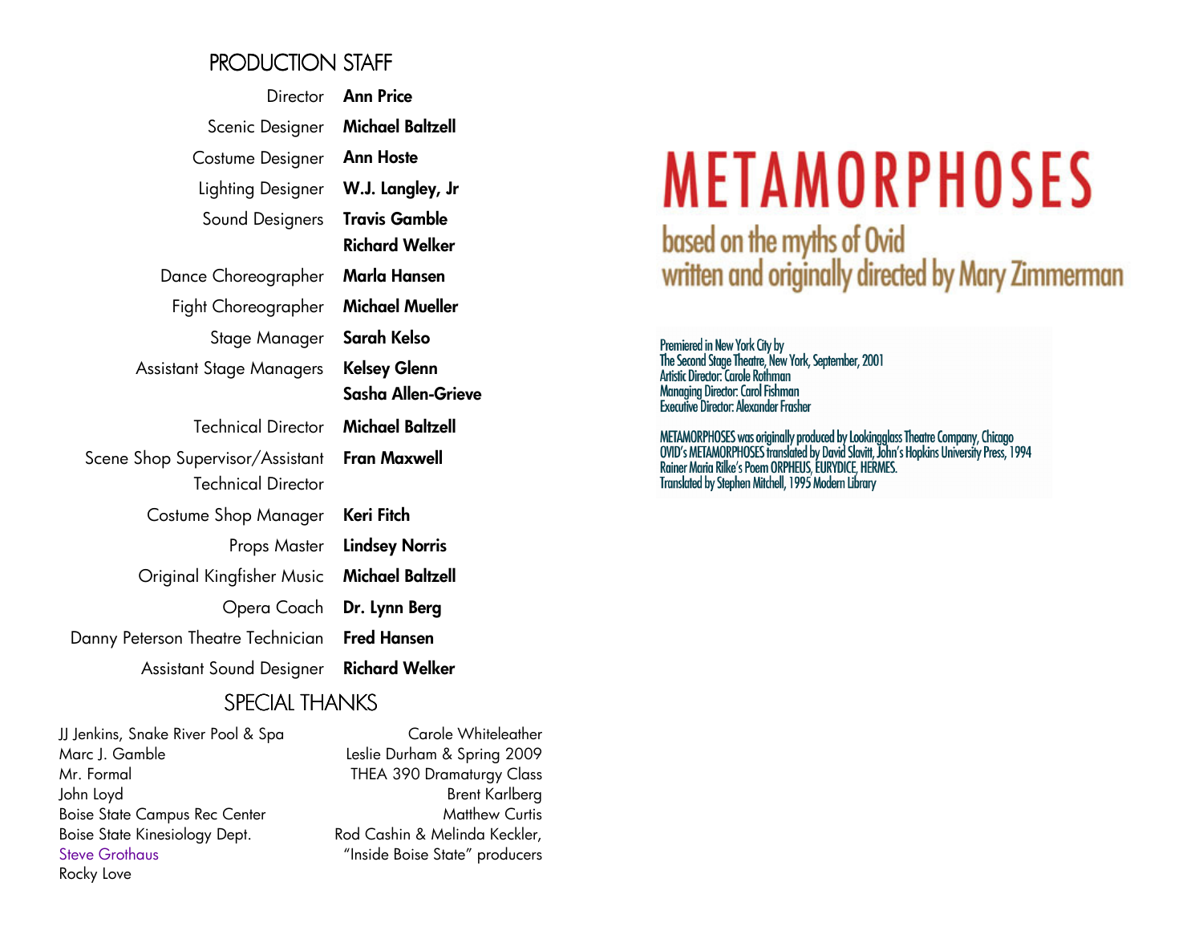## PRODUCTION STAFF

| | |
|---|---|
| Director | **Ann Price** |
| Scenic Designer | **Michael Baltzell** |
| Costume Designer | **Ann Hoste** |
| Lighting Designer | **W.J. Langley, Jr** |
| Sound Designers | **Travis Gamble**<br>**Richard Welker** |
| Dance Choreographer | **Marla Hansen** |
| Fight Choreographer | **Michael Mueller** |
| Stage Manager | **Sarah Kelso** |
| Assistant Stage Managers | **Kelsey Glenn**<br>**Sasha Allen-Grieve** |
| Technical Director | **Michael Baltzell** |
| Scene Shop Supervisor/Assistant Technical Director | **Fran Maxwell** |
| Costume Shop Manager | **Keri Fitch** |
| Props Master | **Lindsey Norris** |
| Original Kingfisher Music | **Michael Baltzell** |
| Opera Coach | **Dr. Lynn Berg** |
| Danny Peterson Theatre Technician | **Fred Hansen** |
| Assistant Sound Designer | **Richard Welker** |

## SPECIAL THANKS

JJ Jenkins, Snake River Pool & Spa
Marc J. Gamble
Mr. Formal
John Loyd
Boise State Campus Rec Center
Boise State Kinesiology Dept.
Steve Grothaus
Rocky Love

Carole Whiteleather
Leslie Durham & Spring 2009 THEA 390 Dramaturgy Class
Brent Karlberg
Matthew Curtis
Rod Cashin & Melinda Keckler, "Inside Boise State" producers

# METAMORPHOSES

## based on the myths of Ovid
## written and originally directed by Mary Zimmerman

Premiered in New York City by
The Second Stage Theatre, New York, September, 2001
Artistic Director: Carole Rothman
Managing Director: Carol Fishman
Executive Director: Alexander Frasher

METAMORPHOSES was originally produced by Lookingglass Theatre Company, Chicago
OVID's METAMORPHOSES translated by David Slavitt, John's Hopkins University Press, 1994
Rainer Maria Rilke's Poem ORPHEUS, EURYDICE, HERMES.
Translated by Stephen Mitchell, 1995 Modern Library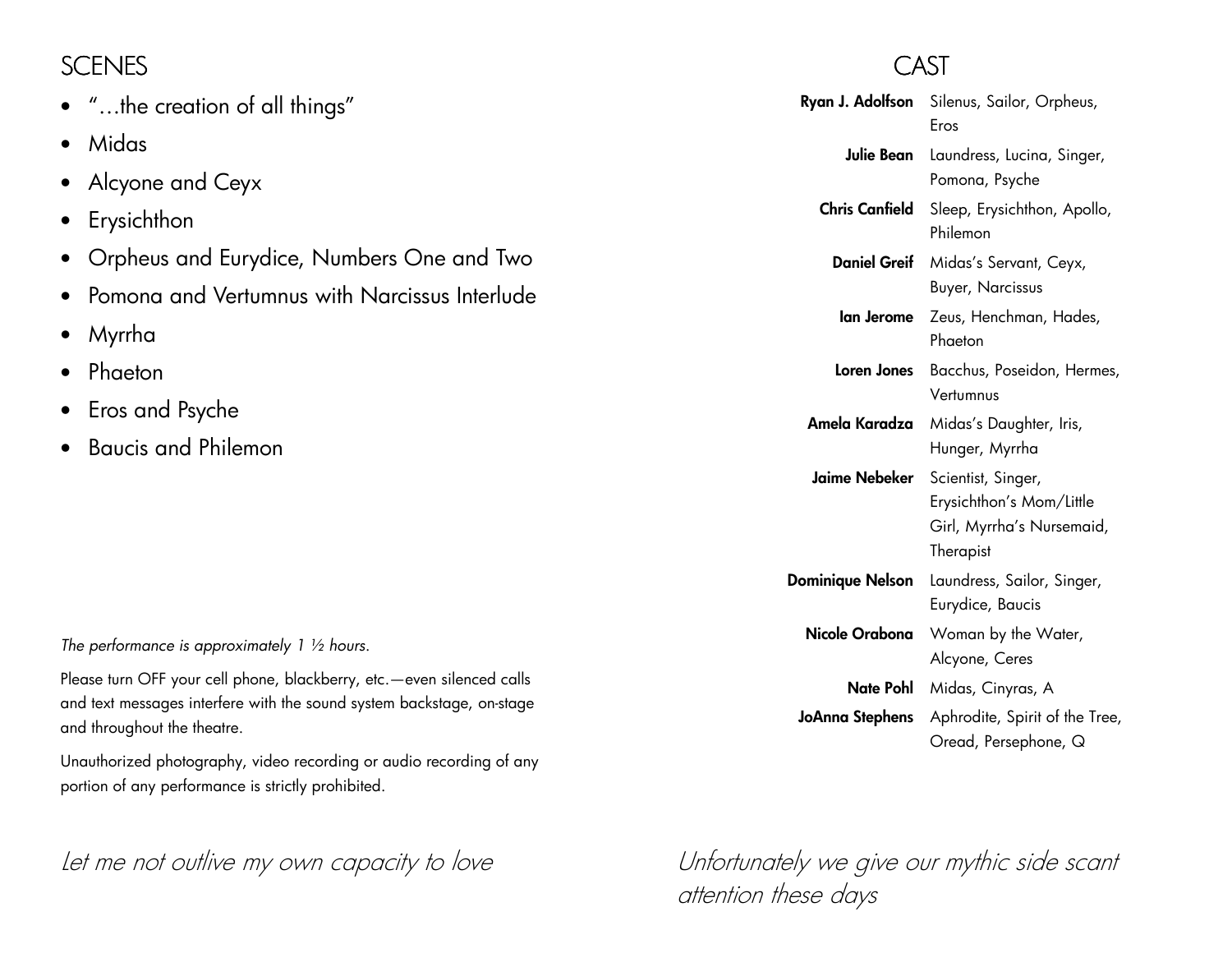## SCENES

- "…the creation of all things"
- Midas
- Alcyone and Ceyx
- Erysichthon
- Orpheus and Eurydice, Numbers One and Two
- Pomona and Vertumnus with Narcissus Interlude
- Myrrha
- Phaeton
- Eros and Psyche
- Baucis and Philemon

*The performance is approximately 1 ½ hours.*

Please turn OFF your cell phone, blackberry, etc.—even silenced calls and text messages interfere with the sound system backstage, on-stage and throughout the theatre.

Unauthorized photography, video recording or audio recording of any portion of any performance is strictly prohibited.

*Let me not outlive my own capacity to love*

## CAST

| | |
|---|---|
| **Ryan J. Adolfson** | Silenus, Sailor, Orpheus, Eros |
| **Julie Bean** | Laundress, Lucina, Singer, Pomona, Psyche |
| **Chris Canfield** | Sleep, Erysichthon, Apollo, Philemon |
| **Daniel Greif** | Midas's Servant, Ceyx, Buyer, Narcissus |
| **Ian Jerome** | Zeus, Henchman, Hades, Phaeton |
| **Loren Jones** | Bacchus, Poseidon, Hermes, Vertumnus |
| **Amela Karadza** | Midas's Daughter, Iris, Hunger, Myrrha |
| **Jaime Nebeker** | Scientist, Singer, Erysichthon's Mom/Little Girl, Myrrha's Nursemaid, Therapist |
| **Dominique Nelson** | Laundress, Sailor, Singer, Eurydice, Baucis |
| **Nicole Orabona** | Woman by the Water, Alcyone, Ceres |
| **Nate Pohl** | Midas, Cinyras, A |
| **JoAnna Stephens** | Aphrodite, Spirit of the Tree, Oread, Persephone, Q |

*Unfortunately we give our mythic side scant attention these days*